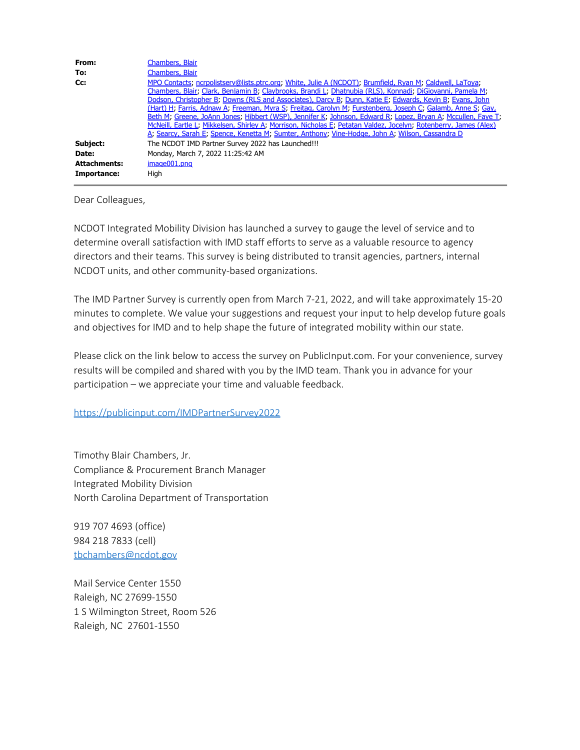| | |
|---|---|
| **From:** | Chambers, Blair |
| **To:** | Chambers, Blair |
| **Cc:** | MPO Contacts; ncrpolistserv@lists.ptrc.org; White, Julie A (NCDOT); Brumfield, Ryan M; Caldwell, LaToya; Chambers, Blair; Clark, Benjamin B; Claybrooks, Brandi L; Dhatnubia (RLS), Konnadi; DiGiovanni, Pamela M; Dodson, Christopher B; Downs (RLS and Associates), Darcy B; Dunn, Katie E; Edwards, Kevin B; Evans, John (Hart) H; Farris, Adnaw A; Freeman, Myra S; Freitag, Carolyn M; Furstenberg, Joseph C; Galamb, Anne S; Gay, Beth M; Greene, JoAnn Jones; Hibbert (WSP), Jennifer K; Johnson, Edward R; Lopez, Bryan A; Mccullen, Faye T; McNeill, Eartle L; Mikkelsen, Shirley A; Morrison, Nicholas E; Petatan Valdez, Jocelyn; Rotenberry, James (Alex) A; Searcy, Sarah E; Spence, Kenetta M; Sumter, Anthony; Vine-Hodge, John A; Wilson, Cassandra D |
| **Subject:** | The NCDOT IMD Partner Survey 2022 has Launched!!! |
| **Date:** | Monday, March 7, 2022 11:25:42 AM |
| **Attachments:** | image001.png |
| **Importance:** | High |

Dear Colleagues,

NCDOT Integrated Mobility Division has launched a survey to gauge the level of service and to determine overall satisfaction with IMD staff efforts to serve as a valuable resource to agency directors and their teams. This survey is being distributed to transit agencies, partners, internal NCDOT units, and other community-based organizations.

The IMD Partner Survey is currently open from March 7-21, 2022, and will take approximately 15-20 minutes to complete. We value your suggestions and request your input to help develop future goals and objectives for IMD and to help shape the future of integrated mobility within our state.

Please click on the link below to access the survey on PublicInput.com. For your convenience, survey results will be compiled and shared with you by the IMD team. Thank you in advance for your participation – we appreciate your time and valuable feedback.

https://publicinput.com/IMDPartnerSurvey2022

Timothy Blair Chambers, Jr.
Compliance & Procurement Branch Manager
Integrated Mobility Division
North Carolina Department of Transportation

919 707 4693 (office)
984 218 7833 (cell)
tbchambers@ncdot.gov

Mail Service Center 1550
Raleigh, NC 27699-1550
1 S Wilmington Street, Room 526
Raleigh, NC 27601-1550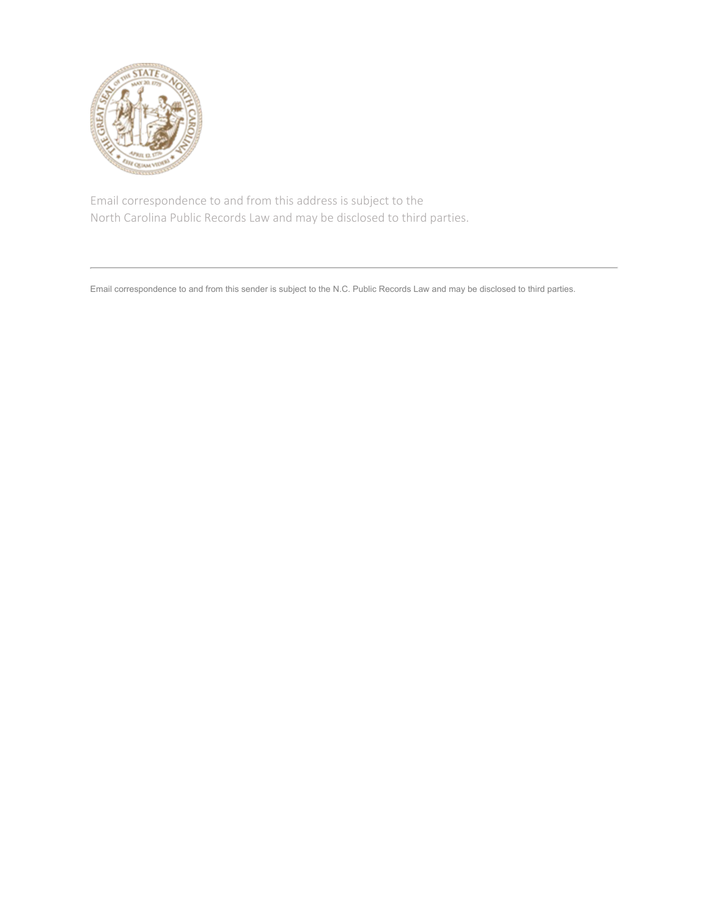Email correspondence to and from this address is subject to the
North Carolina Public Records Law and may be disclosed to third parties.

---

Email correspondence to and from this sender is subject to the N.C. Public Records Law and may be disclosed to third parties.